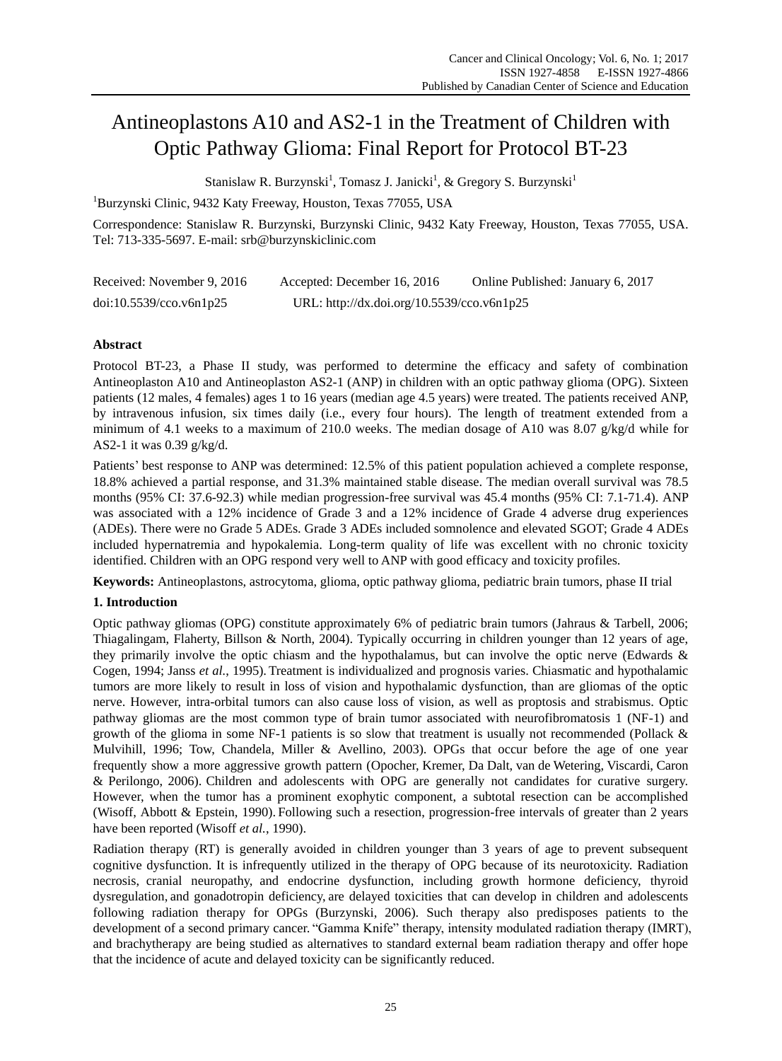# Antineoplastons A10 and AS2-1 in the Treatment of Children with Optic Pathway Glioma: Final Report for Protocol BT-23

Stanislaw R. Burzynski[1], Tomasz J. Janicki[1], & Gregory S. Burzynski[1]

[1]Burzynski Clinic, 9432 Katy Freeway, Houston, Texas 77055, USA

Correspondence: Stanislaw R. Burzynski, Burzynski Clinic, 9432 Katy Freeway, Houston, Texas 77055, USA. Tel: 713-335-5697. E-mail: srb@burzynskiclinic.com

Received: November 9, 2016 Accepted: December 16, 2016 Online Published: January 6, 2017

doi:10.5539/cco.v6n1p25 URL: http://dx.doi.org/10.5539/cco.v6n1p25

## Abstract

Protocol BT-23, a Phase II study, was performed to determine the efficacy and safety of combination Antineoplaston A10 and Antineoplaston AS2-1 (ANP) in children with an optic pathway glioma (OPG). Sixteen patients (12 males, 4 females) ages 1 to 16 years (median age 4.5 years) were treated. The patients received ANP, by intravenous infusion, six times daily (i.e., every four hours). The length of treatment extended from a minimum of 4.1 weeks to a maximum of 210.0 weeks. The median dosage of A10 was 8.07 g/kg/d while for AS2-1 it was 0.39 g/kg/d.

Patients' best response to ANP was determined: 12.5% of this patient population achieved a complete response, 18.8% achieved a partial response, and 31.3% maintained stable disease. The median overall survival was 78.5 months (95% CI: 37.6-92.3) while median progression-free survival was 45.4 months (95% CI: 7.1-71.4). ANP was associated with a 12% incidence of Grade 3 and a 12% incidence of Grade 4 adverse drug experiences (ADEs). There were no Grade 5 ADEs. Grade 3 ADEs included somnolence and elevated SGOT; Grade 4 ADEs included hypernatremia and hypokalemia. Long-term quality of life was excellent with no chronic toxicity identified. Children with an OPG respond very well to ANP with good efficacy and toxicity profiles.

**Keywords:** Antineoplastons, astrocytoma, glioma, optic pathway glioma, pediatric brain tumors, phase II trial

## 1. Introduction

Optic pathway gliomas (OPG) constitute approximately 6% of pediatric brain tumors (Jahraus & Tarbell, 2006; Thiagalingam, Flaherty, Billson & North, 2004). Typically occurring in children younger than 12 years of age, they primarily involve the optic chiasm and the hypothalamus, but can involve the optic nerve (Edwards & Cogen, 1994; Janss *et al.*, 1995). Treatment is individualized and prognosis varies. Chiasmatic and hypothalamic tumors are more likely to result in loss of vision and hypothalamic dysfunction, than are gliomas of the optic nerve. However, intra-orbital tumors can also cause loss of vision, as well as proptosis and strabismus. Optic pathway gliomas are the most common type of brain tumor associated with neurofibromatosis 1 (NF-1) and growth of the glioma in some NF-1 patients is so slow that treatment is usually not recommended (Pollack & Mulvihill, 1996; Tow, Chandela, Miller & Avellino, 2003). OPGs that occur before the age of one year frequently show a more aggressive growth pattern (Opocher, Kremer, Da Dalt, van de Wetering, Viscardi, Caron & Perilongo, 2006). Children and adolescents with OPG are generally not candidates for curative surgery. However, when the tumor has a prominent exophytic component, a subtotal resection can be accomplished (Wisoff, Abbott & Epstein, 1990). Following such a resection, progression-free intervals of greater than 2 years have been reported (Wisoff *et al.*, 1990).

Radiation therapy (RT) is generally avoided in children younger than 3 years of age to prevent subsequent cognitive dysfunction. It is infrequently utilized in the therapy of OPG because of its neurotoxicity. Radiation necrosis, cranial neuropathy, and endocrine dysfunction, including growth hormone deficiency, thyroid dysregulation, and gonadotropin deficiency, are delayed toxicities that can develop in children and adolescents following radiation therapy for OPGs (Burzynski, 2006). Such therapy also predisposes patients to the development of a second primary cancer. "Gamma Knife" therapy, intensity modulated radiation therapy (IMRT), and brachytherapy are being studied as alternatives to standard external beam radiation therapy and offer hope that the incidence of acute and delayed toxicity can be significantly reduced.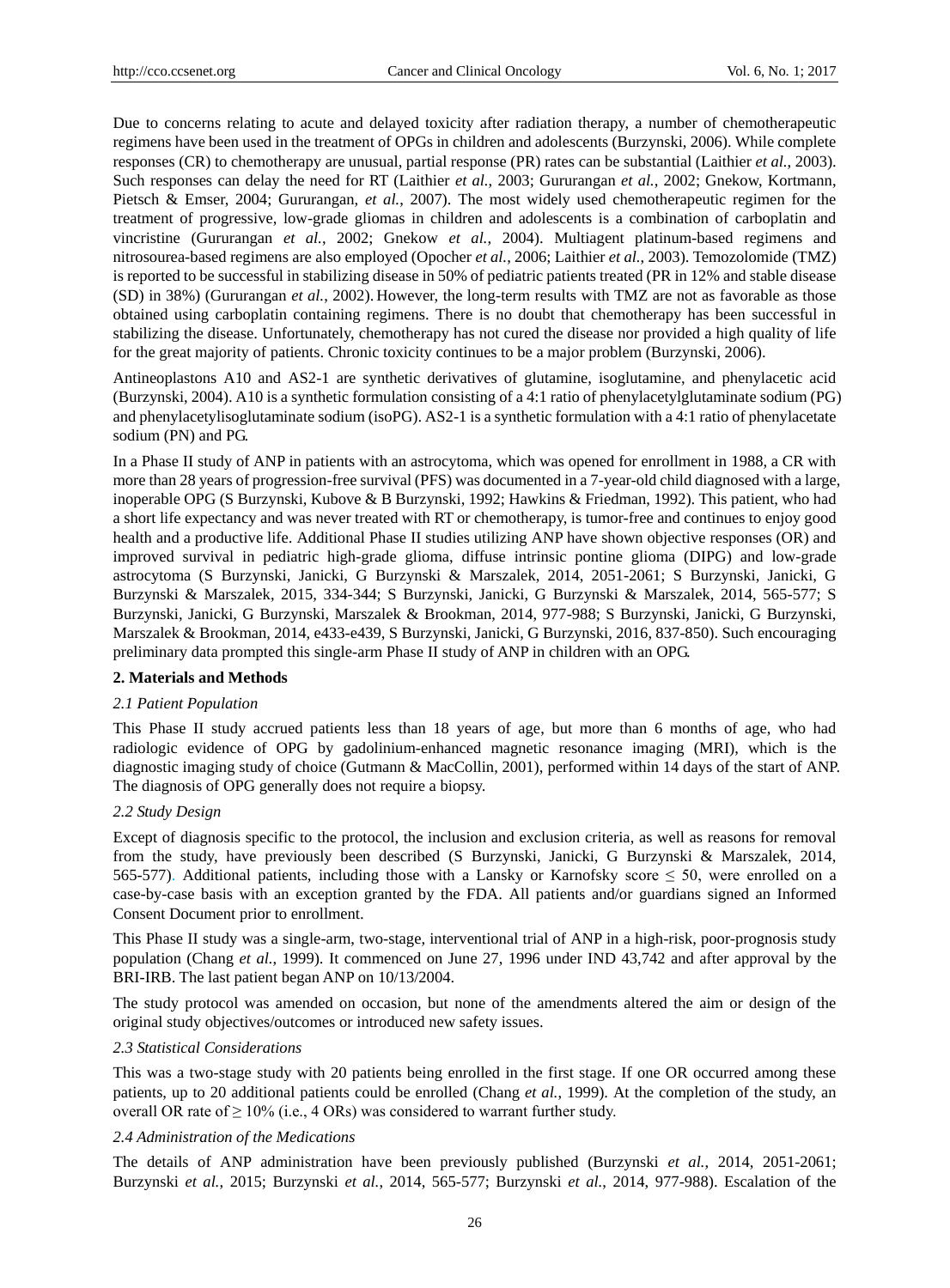Due to concerns relating to acute and delayed toxicity after radiation therapy, a number of chemotherapeutic regimens have been used in the treatment of OPGs in children and adolescents (Burzynski, 2006). While complete responses (CR) to chemotherapy are unusual, partial response (PR) rates can be substantial (Laithier *et al.*, 2003). Such responses can delay the need for RT (Laithier *et al.*, 2003; Gururangan *et al.*, 2002; Gnekow, Kortmann, Pietsch & Emser, 2004; Gururangan, *et al.*, 2007). The most widely used chemotherapeutic regimen for the treatment of progressive, low-grade gliomas in children and adolescents is a combination of carboplatin and vincristine (Gururangan *et al.*, 2002; Gnekow *et al.*, 2004). Multiagent platinum-based regimens and nitrosourea-based regimens are also employed (Opocher *et al.*, 2006; Laithier *et al.*, 2003). Temozolomide (TMZ) is reported to be successful in stabilizing disease in 50% of pediatric patients treated (PR in 12% and stable disease (SD) in 38%) (Gururangan *et al.*, 2002). However, the long-term results with TMZ are not as favorable as those obtained using carboplatin containing regimens. There is no doubt that chemotherapy has been successful in stabilizing the disease. Unfortunately, chemotherapy has not cured the disease nor provided a high quality of life for the great majority of patients. Chronic toxicity continues to be a major problem (Burzynski, 2006).

Antineoplastons A10 and AS2-1 are synthetic derivatives of glutamine, isoglutamine, and phenylacetic acid (Burzynski, 2004). A10 is a synthetic formulation consisting of a 4:1 ratio of phenylacetylglutaminate sodium (PG) and phenylacetylisoglutaminate sodium (isoPG). AS2-1 is a synthetic formulation with a 4:1 ratio of phenylacetate sodium (PN) and PG.

In a Phase II study of ANP in patients with an astrocytoma, which was opened for enrollment in 1988, a CR with more than 28 years of progression-free survival (PFS) was documented in a 7-year-old child diagnosed with a large, inoperable OPG (S Burzynski, Kubove & B Burzynski, 1992; Hawkins & Friedman, 1992). This patient, who had a short life expectancy and was never treated with RT or chemotherapy, is tumor-free and continues to enjoy good health and a productive life. Additional Phase II studies utilizing ANP have shown objective responses (OR) and improved survival in pediatric high-grade glioma, diffuse intrinsic pontine glioma (DIPG) and low-grade astrocytoma (S Burzynski, Janicki, G Burzynski & Marszalek, 2014, 2051-2061; S Burzynski, Janicki, G Burzynski & Marszalek, 2015, 334-344; S Burzynski, Janicki, G Burzynski & Marszalek, 2014, 565-577; S Burzynski, Janicki, G Burzynski, Marszalek & Brookman, 2014, 977-988; S Burzynski, Janicki, G Burzynski, Marszalek & Brookman, 2014, e433-e439, S Burzynski, Janicki, G Burzynski, 2016, 837-850). Such encouraging preliminary data prompted this single-arm Phase II study of ANP in children with an OPG.

## 2. Materials and Methods

### *2.1 Patient Population*

This Phase II study accrued patients less than 18 years of age, but more than 6 months of age, who had radiologic evidence of OPG by gadolinium-enhanced magnetic resonance imaging (MRI), which is the diagnostic imaging study of choice (Gutmann & MacCollin, 2001), performed within 14 days of the start of ANP. The diagnosis of OPG generally does not require a biopsy.

### *2.2 Study Design*

Except of diagnosis specific to the protocol, the inclusion and exclusion criteria, as well as reasons for removal from the study, have previously been described (S Burzynski, Janicki, G Burzynski & Marszalek, 2014, 565-577). Additional patients, including those with a Lansky or Karnofsky score $\leq$ 50, were enrolled on a case-by-case basis with an exception granted by the FDA. All patients and/or guardians signed an Informed Consent Document prior to enrollment.

This Phase II study was a single-arm, two-stage, interventional trial of ANP in a high-risk, poor-prognosis study population (Chang *et al.*, 1999). It commenced on June 27, 1996 under IND 43,742 and after approval by the BRI-IRB. The last patient began ANP on 10/13/2004.

The study protocol was amended on occasion, but none of the amendments altered the aim or design of the original study objectives/outcomes or introduced new safety issues.

### *2.3 Statistical Considerations*

This was a two-stage study with 20 patients being enrolled in the first stage. If one OR occurred among these patients, up to 20 additional patients could be enrolled (Chang *et al.*, 1999). At the completion of the study, an overall OR rate of $\geq$ 10% (i.e., 4 ORs) was considered to warrant further study.

### *2.4 Administration of the Medications*

The details of ANP administration have been previously published (Burzynski *et al.*, 2014, 2051-2061; Burzynski *et al.*, 2015; Burzynski *et al.*, 2014, 565-577; Burzynski *et al.*, 2014, 977-988). Escalation of the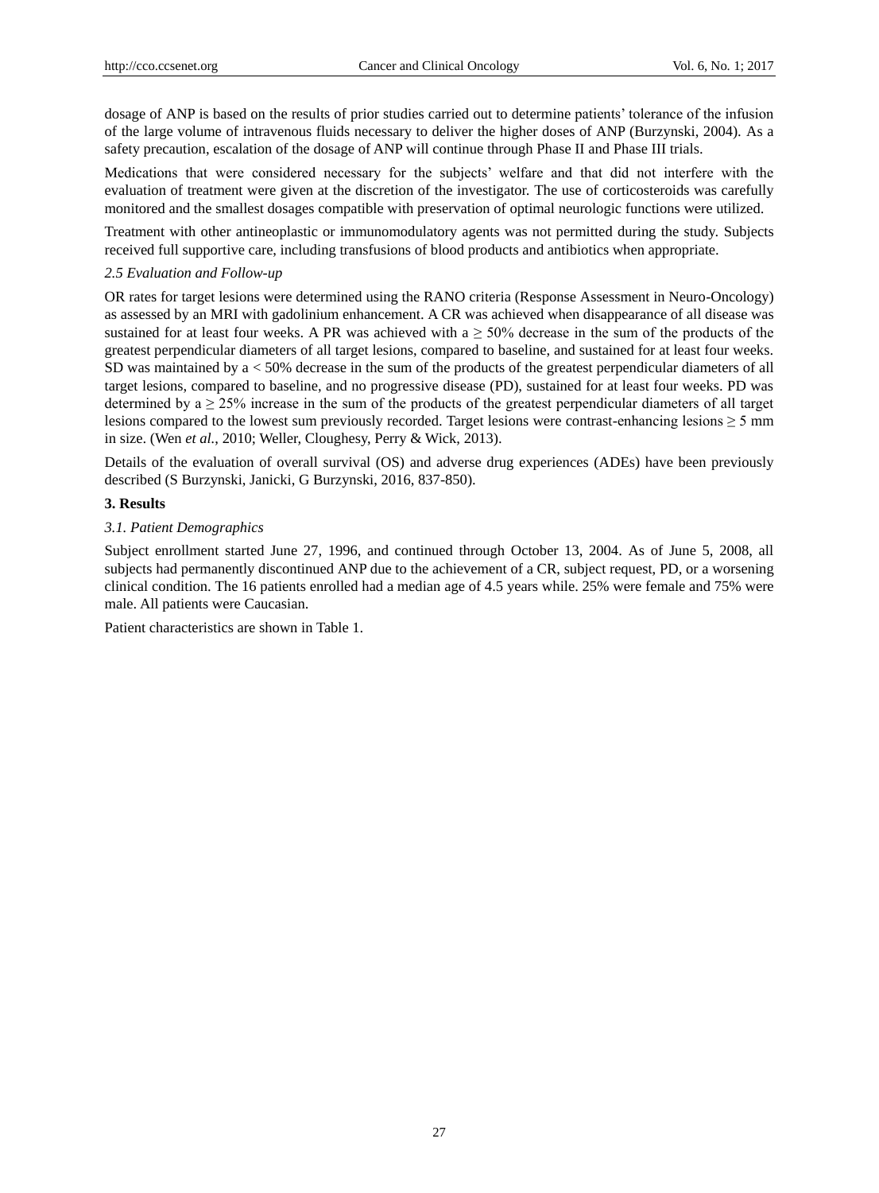dosage of ANP is based on the results of prior studies carried out to determine patients' tolerance of the infusion of the large volume of intravenous fluids necessary to deliver the higher doses of ANP (Burzynski, 2004). As a safety precaution, escalation of the dosage of ANP will continue through Phase II and Phase III trials.

Medications that were considered necessary for the subjects' welfare and that did not interfere with the evaluation of treatment were given at the discretion of the investigator. The use of corticosteroids was carefully monitored and the smallest dosages compatible with preservation of optimal neurologic functions were utilized.

Treatment with other antineoplastic or immunomodulatory agents was not permitted during the study. Subjects received full supportive care, including transfusions of blood products and antibiotics when appropriate.

### *2.5 Evaluation and Follow-up*

OR rates for target lesions were determined using the RANO criteria (Response Assessment in Neuro-Oncology) as assessed by an MRI with gadolinium enhancement. A CR was achieved when disappearance of all disease was sustained for at least four weeks. A PR was achieved with a ≥ 50% decrease in the sum of the products of the greatest perpendicular diameters of all target lesions, compared to baseline, and sustained for at least four weeks. SD was maintained by a < 50% decrease in the sum of the products of the greatest perpendicular diameters of all target lesions, compared to baseline, and no progressive disease (PD), sustained for at least four weeks. PD was determined by a ≥ 25% increase in the sum of the products of the greatest perpendicular diameters of all target lesions compared to the lowest sum previously recorded. Target lesions were contrast-enhancing lesions ≥ 5 mm in size. (Wen *et al.*, 2010; Weller, Cloughesy, Perry & Wick, 2013).

Details of the evaluation of overall survival (OS) and adverse drug experiences (ADEs) have been previously described (S Burzynski, Janicki, G Burzynski, 2016, 837-850).

## 3. Results

### *3.1. Patient Demographics*

Subject enrollment started June 27, 1996, and continued through October 13, 2004. As of June 5, 2008, all subjects had permanently discontinued ANP due to the achievement of a CR, subject request, PD, or a worsening clinical condition. The 16 patients enrolled had a median age of 4.5 years while. 25% were female and 75% were male. All patients were Caucasian.

Patient characteristics are shown in Table 1.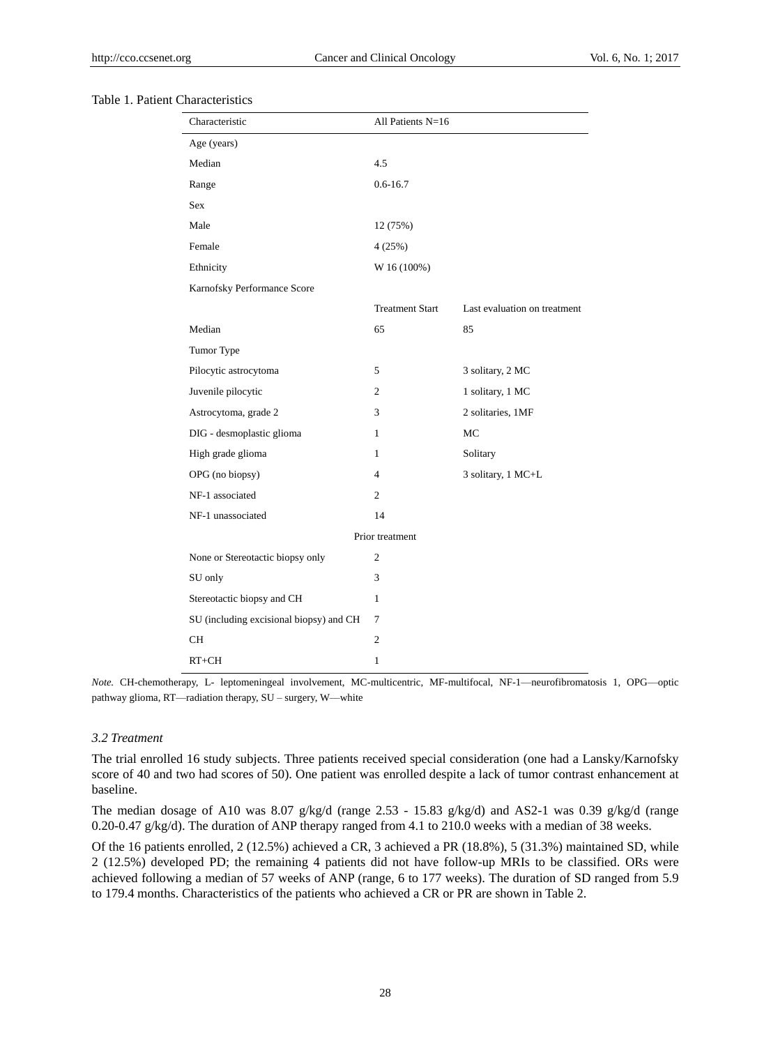Table 1. Patient Characteristics

| Characteristic | All Patients N=16 | |
|---|---|---|
| Age (years) | | |
| Median | 4.5 | |
| Range | 0.6-16.7 | |
| Sex | | |
| Male | 12 (75%) | |
| Female | 4 (25%) | |
| Ethnicity | W 16 (100%) | |
| Karnofsky Performance Score | | |
| | Treatment Start | Last evaluation on treatment |
| Median | 65 | 85 |
| Tumor Type | | |
| Pilocytic astrocytoma | 5 | 3 solitary, 2 MC |
| Juvenile pilocytic | 2 | 1 solitary, 1 MC |
| Astrocytoma, grade 2 | 3 | 2 solitaries, 1MF |
| DIG - desmoplastic glioma | 1 | MC |
| High grade glioma | 1 | Solitary |
| OPG (no biopsy) | 4 | 3 solitary, 1 MC+L |
| NF-1 associated | 2 | |
| NF-1 unassociated | 14 | |
| Prior treatment | | |
| None or Stereotactic biopsy only | 2 | |
| SU only | 3 | |
| Stereotactic biopsy and CH | 1 | |
| SU (including excisional biopsy) and CH | 7 | |
| CH | 2 | |
| RT+CH | 1 | |

*Note.* CH-chemotherapy, L- leptomeningeal involvement, MC-multicentric, MF-multifocal, NF-1—neurofibromatosis 1, OPG—optic pathway glioma, RT—radiation therapy, SU – surgery, W—white

### *3.2 Treatment*

The trial enrolled 16 study subjects. Three patients received special consideration (one had a Lansky/Karnofsky score of 40 and two had scores of 50). One patient was enrolled despite a lack of tumor contrast enhancement at baseline.

The median dosage of A10 was 8.07 g/kg/d (range 2.53 - 15.83 g/kg/d) and AS2-1 was 0.39 g/kg/d (range 0.20-0.47 g/kg/d). The duration of ANP therapy ranged from 4.1 to 210.0 weeks with a median of 38 weeks.

Of the 16 patients enrolled, 2 (12.5%) achieved a CR, 3 achieved a PR (18.8%), 5 (31.3%) maintained SD, while 2 (12.5%) developed PD; the remaining 4 patients did not have follow-up MRIs to be classified. ORs were achieved following a median of 57 weeks of ANP (range, 6 to 177 weeks). The duration of SD ranged from 5.9 to 179.4 months. Characteristics of the patients who achieved a CR or PR are shown in Table 2.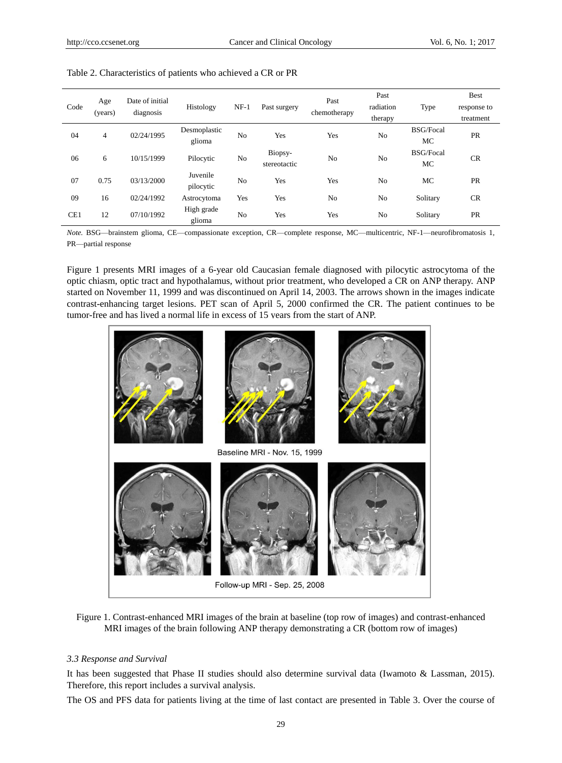Table 2. Characteristics of patients who achieved a CR or PR

| Code | Age (years) | Date of initial diagnosis | Histology | NF-1 | Past surgery | Past chemotherapy | Past radiation therapy | Type | Best response to treatment |
|---|---|---|---|---|---|---|---|---|---|
| 04 | 4 | 02/24/1995 | Desmoplastic glioma | No | Yes | Yes | No | BSG/Focal MC | PR |
| 06 | 6 | 10/15/1999 | Pilocytic | No | Biopsy-stereotactic | No | No | BSG/Focal MC | CR |
| 07 | 0.75 | 03/13/2000 | Juvenile pilocytic | No | Yes | Yes | No | MC | PR |
| 09 | 16 | 02/24/1992 | Astrocytoma | Yes | Yes | No | No | Solitary | CR |
| CE1 | 12 | 07/10/1992 | High grade glioma | No | Yes | Yes | No | Solitary | PR |

*Note.* BSG—brainstem glioma, CE—compassionate exception, CR—complete response, MC—multicentric, NF-1—neurofibromatosis 1, PR—partial response

Figure 1 presents MRI images of a 6-year old Caucasian female diagnosed with pilocytic astrocytoma of the optic chiasm, optic tract and hypothalamus, without prior treatment, who developed a CR on ANP therapy. ANP started on November 11, 1999 and was discontinued on April 14, 2003. The arrows shown in the images indicate contrast-enhancing target lesions. PET scan of April 5, 2000 confirmed the CR. The patient continues to be tumor-free and has lived a normal life in excess of 15 years from the start of ANP.

Baseline MRI - Nov. 15, 1999

Follow-up MRI - Sep. 25, 2008

Figure 1. Contrast-enhanced MRI images of the brain at baseline (top row of images) and contrast-enhanced MRI images of the brain following ANP therapy demonstrating a CR (bottom row of images)

### *3.3 Response and Survival*

It has been suggested that Phase II studies should also determine survival data (Iwamoto & Lassman, 2015). Therefore, this report includes a survival analysis.

The OS and PFS data for patients living at the time of last contact are presented in Table 3. Over the course of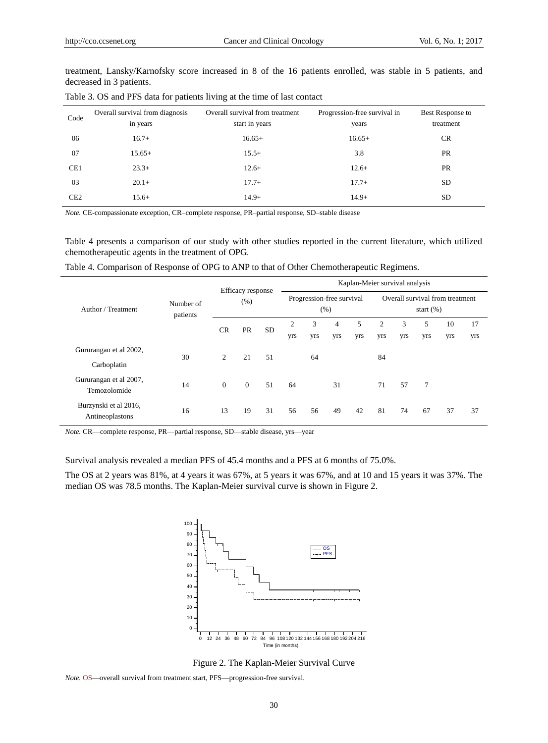treatment, Lansky/Karnofsky score increased in 8 of the 16 patients enrolled, was stable in 5 patients, and decreased in 3 patients.

Table 3. OS and PFS data for patients living at the time of last contact

| Code | Overall survival from diagnosis in years | Overall survival from treatment start in years | Progression-free survival in years | Best Response to treatment |
|---|---|---|---|---|
| 06 | 16.7+ | 16.65+ | 16.65+ | CR |
| 07 | 15.65+ | 15.5+ | 3.8 | PR |
| CE1 | 23.3+ | 12.6+ | 12.6+ | PR |
| 03 | 20.1+ | 17.7+ | 17.7+ | SD |
| CE2 | 15.6+ | 14.9+ | 14.9+ | SD |

*Note.* CE-compassionate exception, CR–complete response, PR–partial response, SD–stable disease

Table 4 presents a comparison of our study with other studies reported in the current literature, which utilized chemotherapeutic agents in the treatment of OPG.

Table 4. Comparison of Response of OPG to ANP to that of Other Chemotherapeutic Regimens.

| Author / Treatment | Number of patients | Efficacy response (%) | | | Kaplan-Meier survival analysis: Progression-free survival (%) | | | | Kaplan-Meier survival analysis: Overall survival from treatment start (%) | | | | |
|---|---|---|---|---|---|---|---|---|---|---|---|---|---|
| | | CR | PR | SD | 2 yrs | 3 yrs | 4 yrs | 5 yrs | 2 yrs | 3 yrs | 5 yrs | 10 yrs | 17 yrs |
| Gururangan et al 2002, Carboplatin | 30 | 2 | 21 | 51 | | 64 | | | 84 | | | | |
| Gururangan et al 2007, Temozolomide | 14 | 0 | 0 | 51 | 64 | | 31 | | 71 | 57 | 7 | | |
| Burzynski et al 2016, Antineoplastons | 16 | 13 | 19 | 31 | 56 | 56 | 49 | 42 | 81 | 74 | 67 | 37 | 37 |

*Note.* CR—complete response, PR—partial response, SD—stable disease, yrs—year

Survival analysis revealed a median PFS of 45.4 months and a PFS at 6 months of 75.0%.

The OS at 2 years was 81%, at 4 years it was 67%, at 5 years it was 67%, and at 10 and 15 years it was 37%. The median OS was 78.5 months. The Kaplan-Meier survival curve is shown in Figure 2.

Figure 2. The Kaplan-Meier Survival Curve

*Note.* OS—overall survival from treatment start, PFS—progression-free survival.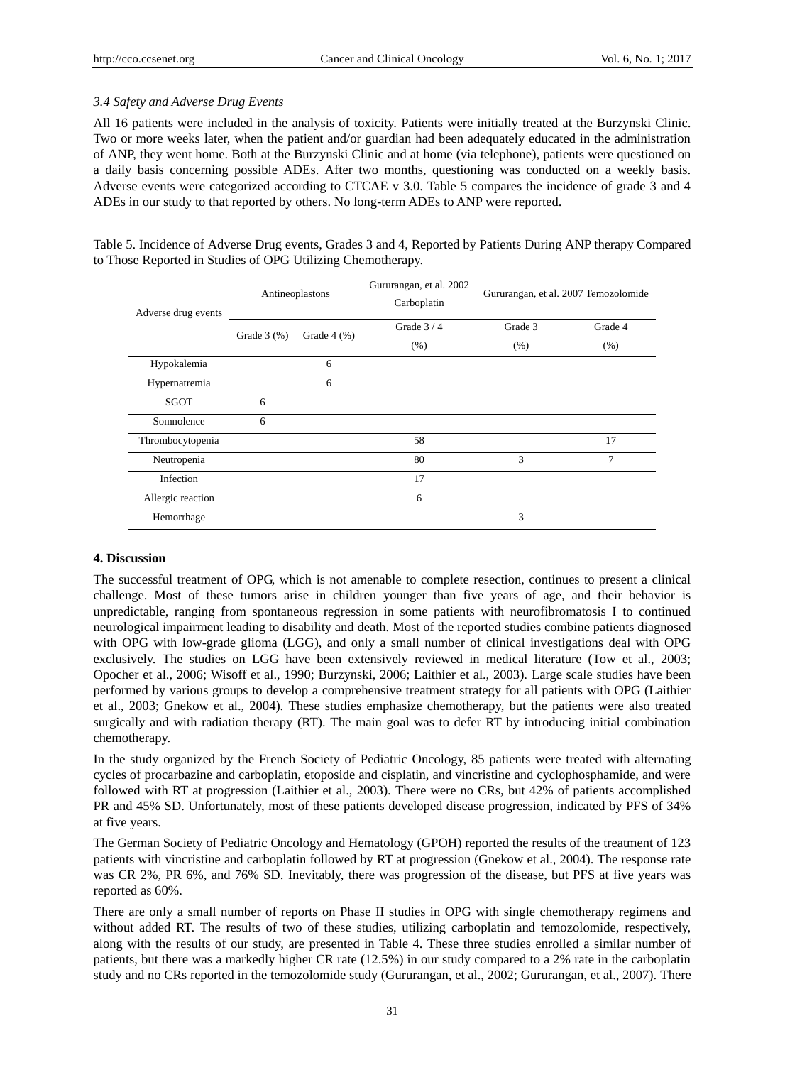*3.4 Safety and Adverse Drug Events*

All 16 patients were included in the analysis of toxicity. Patients were initially treated at the Burzynski Clinic. Two or more weeks later, when the patient and/or guardian had been adequately educated in the administration of ANP, they went home. Both at the Burzynski Clinic and at home (via telephone), patients were questioned on a daily basis concerning possible ADEs. After two months, questioning was conducted on a weekly basis. Adverse events were categorized according to CTCAE v 3.0. Table 5 compares the incidence of grade 3 and 4 ADEs in our study to that reported by others. No long-term ADEs to ANP were reported.

Table 5. Incidence of Adverse Drug events, Grades 3 and 4, Reported by Patients During ANP therapy Compared to Those Reported in Studies of OPG Utilizing Chemotherapy.

| Adverse drug events | Antineoplastons | | Gururangan, et al. 2002 Carboplatin | Gururangan, et al. 2007 Temozolomide | |
|---|---|---|---|---|---|
| | Grade 3 (%) | Grade 4 (%) | Grade 3 / 4 (%) | Grade 3 (%) | Grade 4 (%) |
| Hypokalemia | | 6 | | | |
| Hypernatremia | | 6 | | | |
| SGOT | 6 | | | | |
| Somnolence | 6 | | | | |
| Thrombocytopenia | | | 58 | | 17 |
| Neutropenia | | | 80 | 3 | 7 |
| Infection | | | 17 | | |
| Allergic reaction | | | 6 | | |
| Hemorrhage | | | | 3 | |

## 4. Discussion

The successful treatment of OPG, which is not amenable to complete resection, continues to present a clinical challenge. Most of these tumors arise in children younger than five years of age, and their behavior is unpredictable, ranging from spontaneous regression in some patients with neurofibromatosis I to continued neurological impairment leading to disability and death. Most of the reported studies combine patients diagnosed with OPG with low-grade glioma (LGG), and only a small number of clinical investigations deal with OPG exclusively. The studies on LGG have been extensively reviewed in medical literature (Tow et al., 2003; Opocher et al., 2006; Wisoff et al., 1990; Burzynski, 2006; Laithier et al., 2003). Large scale studies have been performed by various groups to develop a comprehensive treatment strategy for all patients with OPG (Laithier et al., 2003; Gnekow et al., 2004). These studies emphasize chemotherapy, but the patients were also treated surgically and with radiation therapy (RT). The main goal was to defer RT by introducing initial combination chemotherapy.

In the study organized by the French Society of Pediatric Oncology, 85 patients were treated with alternating cycles of procarbazine and carboplatin, etoposide and cisplatin, and vincristine and cyclophosphamide, and were followed with RT at progression (Laithier et al., 2003). There were no CRs, but 42% of patients accomplished PR and 45% SD. Unfortunately, most of these patients developed disease progression, indicated by PFS of 34% at five years.

The German Society of Pediatric Oncology and Hematology (GPOH) reported the results of the treatment of 123 patients with vincristine and carboplatin followed by RT at progression (Gnekow et al., 2004). The response rate was CR 2%, PR 6%, and 76% SD. Inevitably, there was progression of the disease, but PFS at five years was reported as 60%.

There are only a small number of reports on Phase II studies in OPG with single chemotherapy regimens and without added RT. The results of two of these studies, utilizing carboplatin and temozolomide, respectively, along with the results of our study, are presented in Table 4. These three studies enrolled a similar number of patients, but there was a markedly higher CR rate (12.5%) in our study compared to a 2% rate in the carboplatin study and no CRs reported in the temozolomide study (Gururangan, et al., 2002; Gururangan, et al., 2007). There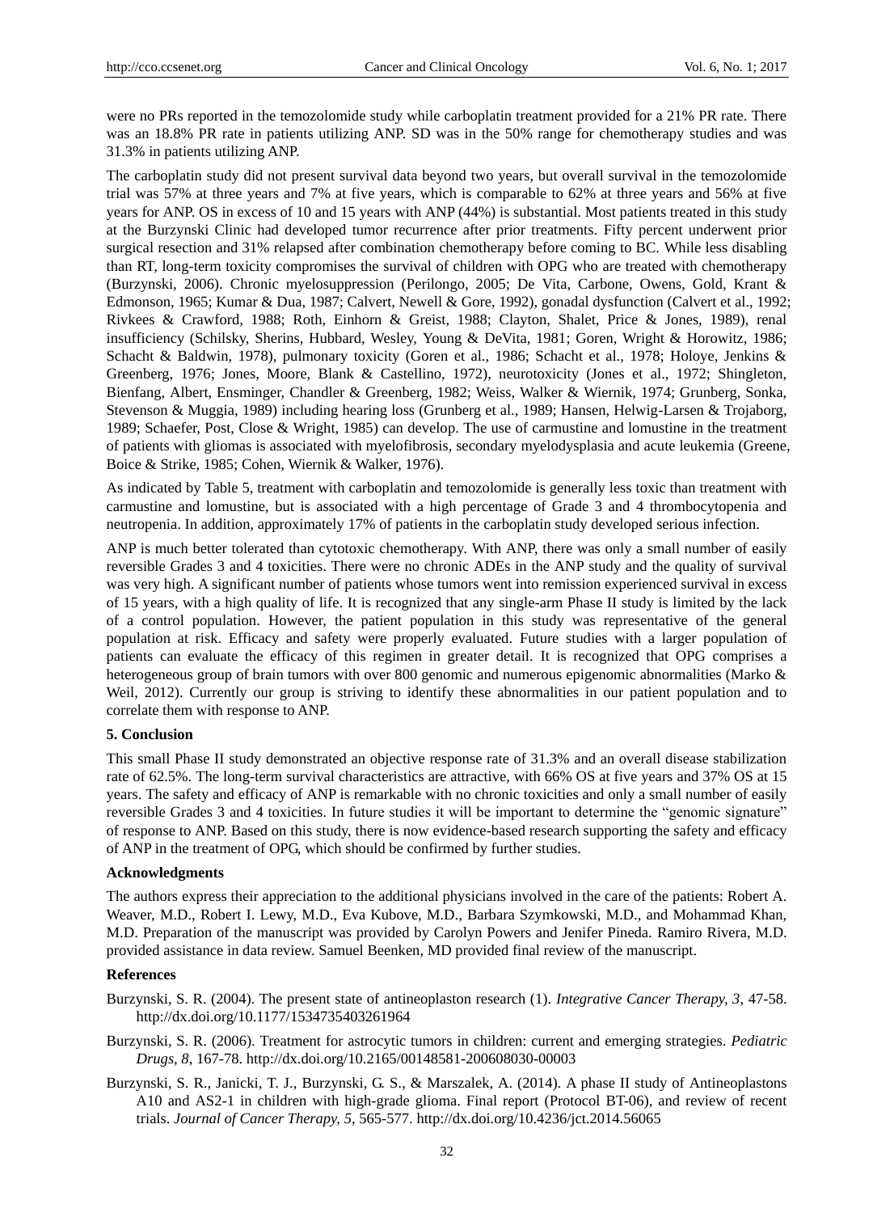were no PRs reported in the temozolomide study while carboplatin treatment provided for a 21% PR rate. There was an 18.8% PR rate in patients utilizing ANP. SD was in the 50% range for chemotherapy studies and was 31.3% in patients utilizing ANP.

The carboplatin study did not present survival data beyond two years, but overall survival in the temozolomide trial was 57% at three years and 7% at five years, which is comparable to 62% at three years and 56% at five years for ANP. OS in excess of 10 and 15 years with ANP (44%) is substantial. Most patients treated in this study at the Burzynski Clinic had developed tumor recurrence after prior treatments. Fifty percent underwent prior surgical resection and 31% relapsed after combination chemotherapy before coming to BC. While less disabling than RT, long-term toxicity compromises the survival of children with OPG who are treated with chemotherapy (Burzynski, 2006). Chronic myelosuppression (Perilongo, 2005; De Vita, Carbone, Owens, Gold, Krant & Edmonson, 1965; Kumar & Dua, 1987; Calvert, Newell & Gore, 1992), gonadal dysfunction (Calvert et al., 1992; Rivkees & Crawford, 1988; Roth, Einhorn & Greist, 1988; Clayton, Shalet, Price & Jones, 1989), renal insufficiency (Schilsky, Sherins, Hubbard, Wesley, Young & DeVita, 1981; Goren, Wright & Horowitz, 1986; Schacht & Baldwin, 1978), pulmonary toxicity (Goren et al., 1986; Schacht et al., 1978; Holoye, Jenkins & Greenberg, 1976; Jones, Moore, Blank & Castellino, 1972), neurotoxicity (Jones et al., 1972; Shingleton, Bienfang, Albert, Ensminger, Chandler & Greenberg, 1982; Weiss, Walker & Wiernik, 1974; Grunberg, Sonka, Stevenson & Muggia, 1989) including hearing loss (Grunberg et al., 1989; Hansen, Helwig-Larsen & Trojaborg, 1989; Schaefer, Post, Close & Wright, 1985) can develop. The use of carmustine and lomustine in the treatment of patients with gliomas is associated with myelofibrosis, secondary myelodysplasia and acute leukemia (Greene, Boice & Strike, 1985; Cohen, Wiernik & Walker, 1976).

As indicated by Table 5, treatment with carboplatin and temozolomide is generally less toxic than treatment with carmustine and lomustine, but is associated with a high percentage of Grade 3 and 4 thrombocytopenia and neutropenia. In addition, approximately 17% of patients in the carboplatin study developed serious infection.

ANP is much better tolerated than cytotoxic chemotherapy. With ANP, there was only a small number of easily reversible Grades 3 and 4 toxicities. There were no chronic ADEs in the ANP study and the quality of survival was very high. A significant number of patients whose tumors went into remission experienced survival in excess of 15 years, with a high quality of life. It is recognized that any single-arm Phase II study is limited by the lack of a control population. However, the patient population in this study was representative of the general population at risk. Efficacy and safety were properly evaluated. Future studies with a larger population of patients can evaluate the efficacy of this regimen in greater detail. It is recognized that OPG comprises a heterogeneous group of brain tumors with over 800 genomic and numerous epigenomic abnormalities (Marko & Weil, 2012). Currently our group is striving to identify these abnormalities in our patient population and to correlate them with response to ANP.

## 5. Conclusion

This small Phase II study demonstrated an objective response rate of 31.3% and an overall disease stabilization rate of 62.5%. The long-term survival characteristics are attractive, with 66% OS at five years and 37% OS at 15 years. The safety and efficacy of ANP is remarkable with no chronic toxicities and only a small number of easily reversible Grades 3 and 4 toxicities. In future studies it will be important to determine the "genomic signature" of response to ANP. Based on this study, there is now evidence-based research supporting the safety and efficacy of ANP in the treatment of OPG, which should be confirmed by further studies.

## Acknowledgments

The authors express their appreciation to the additional physicians involved in the care of the patients: Robert A. Weaver, M.D., Robert I. Lewy, M.D., Eva Kubove, M.D., Barbara Szymkowski, M.D., and Mohammad Khan, M.D. Preparation of the manuscript was provided by Carolyn Powers and Jenifer Pineda. Ramiro Rivera, M.D. provided assistance in data review. Samuel Beenken, MD provided final review of the manuscript.

## References

Burzynski, S. R. (2004). The present state of antineoplaston research (1). *Integrative Cancer Therapy, 3*, 47-58. http://dx.doi.org/10.1177/1534735403261964

Burzynski, S. R. (2006). Treatment for astrocytic tumors in children: current and emerging strategies. *Pediatric Drugs, 8*, 167-78. http://dx.doi.org/10.2165/00148581-200608030-00003

Burzynski, S. R., Janicki, T. J., Burzynski, G. S., & Marszalek, A. (2014). A phase II study of Antineoplastons A10 and AS2-1 in children with high-grade glioma. Final report (Protocol BT-06), and review of recent trials. *Journal of Cancer Therapy, 5*, 565-577. http://dx.doi.org/10.4236/jct.2014.56065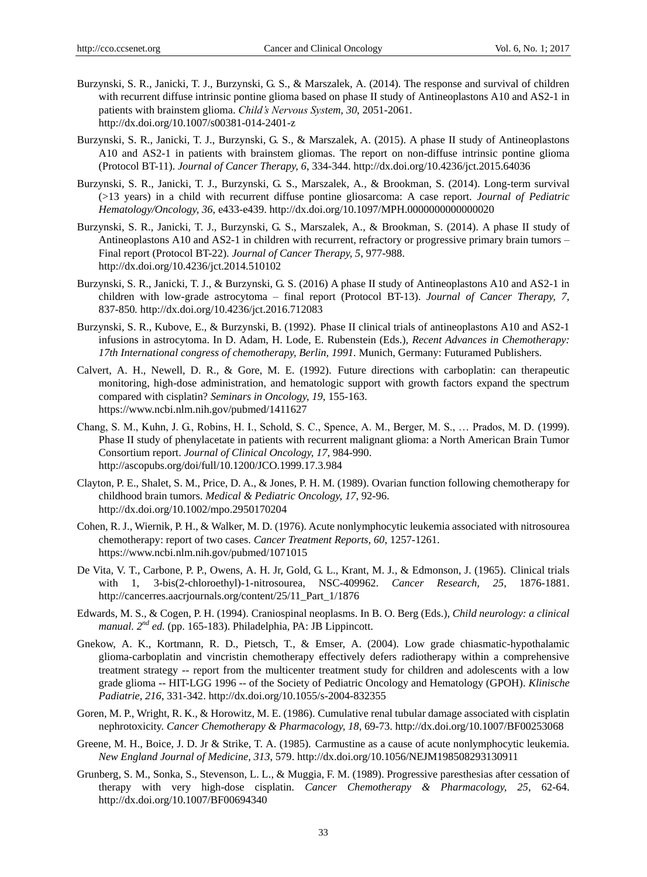Burzynski, S. R., Janicki, T. J., Burzynski, G. S., & Marszalek, A. (2014). The response and survival of children with recurrent diffuse intrinsic pontine glioma based on phase II study of Antineoplastons A10 and AS2-1 in patients with brainstem glioma. *Child's Nervous System, 30*, 2051-2061. http://dx.doi.org/10.1007/s00381-014-2401-z

Burzynski, S. R., Janicki, T. J., Burzynski, G. S., & Marszalek, A. (2015). A phase II study of Antineoplastons A10 and AS2-1 in patients with brainstem gliomas. The report on non-diffuse intrinsic pontine glioma (Protocol BT-11). *Journal of Cancer Therapy, 6*, 334-344. http://dx.doi.org/10.4236/jct.2015.64036

Burzynski, S. R., Janicki, T. J., Burzynski, G. S., Marszalek, A., & Brookman, S. (2014). Long-term survival (>13 years) in a child with recurrent diffuse pontine gliosarcoma: A case report. *Journal of Pediatric Hematology/Oncology, 36*, e433-e439. http://dx.doi.org/10.1097/MPH.0000000000000020

Burzynski, S. R., Janicki, T. J., Burzynski, G. S., Marszalek, A., & Brookman, S. (2014). A phase II study of Antineoplastons A10 and AS2-1 in children with recurrent, refractory or progressive primary brain tumors – Final report (Protocol BT-22). *Journal of Cancer Therapy, 5*, 977-988. http://dx.doi.org/10.4236/jct.2014.510102

Burzynski, S. R., Janicki, T. J., & Burzynski, G. S. (2016) A phase II study of Antineoplastons A10 and AS2-1 in children with low-grade astrocytoma – final report (Protocol BT-13). *Journal of Cancer Therapy, 7,* 837-850. http://dx.doi.org/10.4236/jct.2016.712083

Burzynski, S. R., Kubove, E., & Burzynski, B. (1992). Phase II clinical trials of antineoplastons A10 and AS2-1 infusions in astrocytoma. In D. Adam, H. Lode, E. Rubenstein (Eds.), *Recent Advances in Chemotherapy: 17th International congress of chemotherapy, Berlin, 1991.* Munich, Germany: Futuramed Publishers.

Calvert, A. H., Newell, D. R., & Gore, M. E. (1992). Future directions with carboplatin: can therapeutic monitoring, high-dose administration, and hematologic support with growth factors expand the spectrum compared with cisplatin? *Seminars in Oncology, 19*, 155-163. https://www.ncbi.nlm.nih.gov/pubmed/1411627

Chang, S. M., Kuhn, J. G., Robins, H. I., Schold, S. C., Spence, A. M., Berger, M. S., … Prados, M. D. (1999). Phase II study of phenylacetate in patients with recurrent malignant glioma: a North American Brain Tumor Consortium report. *Journal of Clinical Oncology, 17*, 984-990. http://ascopubs.org/doi/full/10.1200/JCO.1999.17.3.984

Clayton, P. E., Shalet, S. M., Price, D. A., & Jones, P. H. M. (1989). Ovarian function following chemotherapy for childhood brain tumors. *Medical & Pediatric Oncology, 17*, 92-96. http://dx.doi.org/10.1002/mpo.2950170204

Cohen, R. J., Wiernik, P. H., & Walker, M. D. (1976). Acute nonlymphocytic leukemia associated with nitrosourea chemotherapy: report of two cases. *Cancer Treatment Reports, 60*, 1257-1261. https://www.ncbi.nlm.nih.gov/pubmed/1071015

De Vita, V. T., Carbone, P. P., Owens, A. H. Jr, Gold, G. L., Krant, M. J., & Edmonson, J. (1965). Clinical trials with 1, 3-bis(2-chloroethyl)-1-nitrosourea, NSC-409962. *Cancer Research, 25*, 1876-1881. http://cancerres.aacrjournals.org/content/25/11_Part_1/1876

Edwards, M. S., & Cogen, P. H. (1994). Craniospinal neoplasms. In B. O. Berg (Eds.), *Child neurology: a clinical manual. 2nd ed.* (pp. 165-183). Philadelphia, PA: JB Lippincott.

Gnekow, A. K., Kortmann, R. D., Pietsch, T., & Emser, A. (2004). Low grade chiasmatic-hypothalamic glioma-carboplatin and vincristin chemotherapy effectively defers radiotherapy within a comprehensive treatment strategy -- report from the multicenter treatment study for children and adolescents with a low grade glioma -- HIT-LGG 1996 -- of the Society of Pediatric Oncology and Hematology (GPOH). *Klinische Padiatrie, 216*, 331-342. http://dx.doi.org/10.1055/s-2004-832355

Goren, M. P., Wright, R. K., & Horowitz, M. E. (1986). Cumulative renal tubular damage associated with cisplatin nephrotoxicity. *Cancer Chemotherapy & Pharmacology, 18*, 69-73. http://dx.doi.org/10.1007/BF00253068

Greene, M. H., Boice, J. D. Jr & Strike, T. A. (1985). Carmustine as a cause of acute nonlymphocytic leukemia. *New England Journal of Medicine, 313*, 579. http://dx.doi.org/10.1056/NEJM198508293130911

Grunberg, S. M., Sonka, S., Stevenson, L. L., & Muggia, F. M. (1989). Progressive paresthesias after cessation of therapy with very high-dose cisplatin. *Cancer Chemotherapy & Pharmacology, 25*, 62-64. http://dx.doi.org/10.1007/BF00694340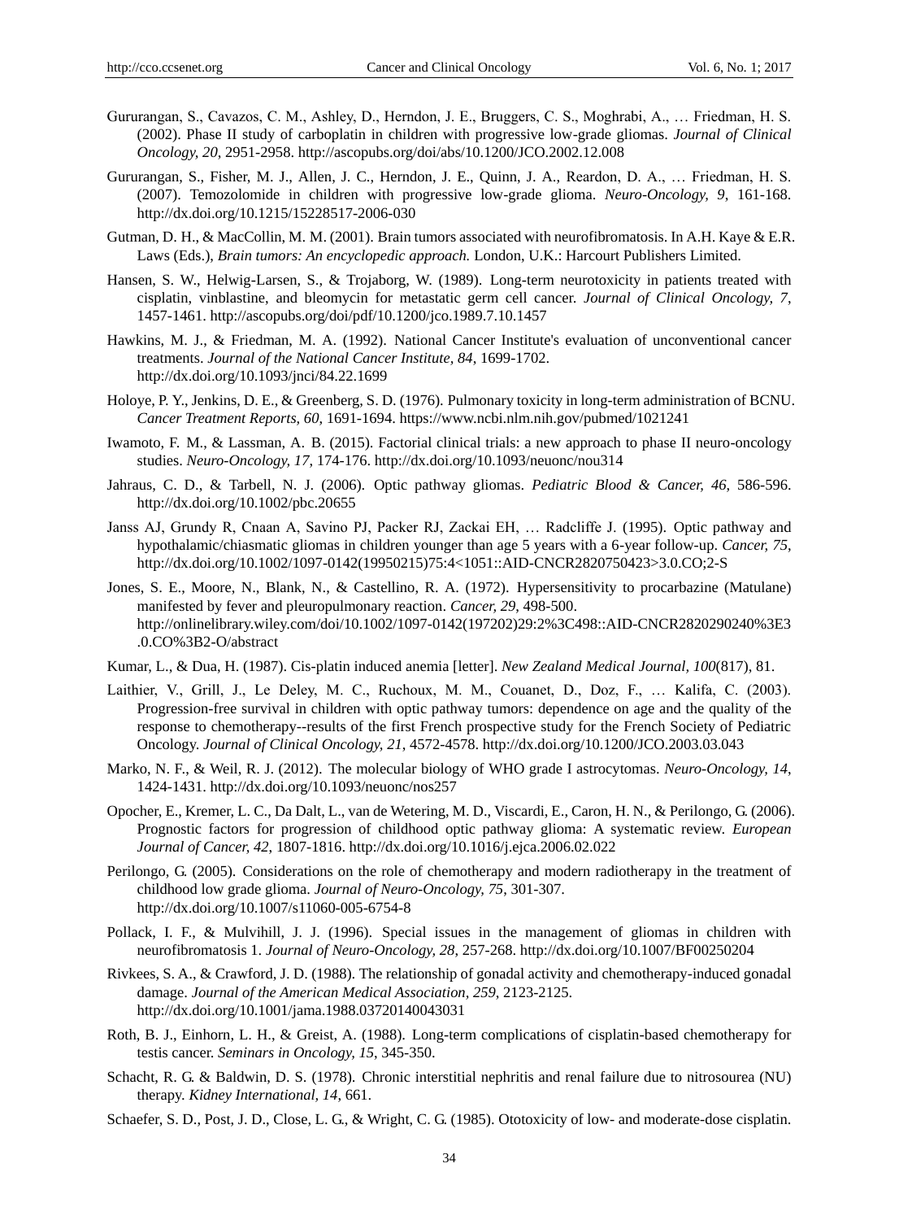Gururangan, S., Cavazos, C. M., Ashley, D., Herndon, J. E., Bruggers, C. S., Moghrabi, A., … Friedman, H. S. (2002). Phase II study of carboplatin in children with progressive low-grade gliomas. *Journal of Clinical Oncology, 20*, 2951-2958. http://ascopubs.org/doi/abs/10.1200/JCO.2002.12.008

Gururangan, S., Fisher, M. J., Allen, J. C., Herndon, J. E., Quinn, J. A., Reardon, D. A., … Friedman, H. S. (2007). Temozolomide in children with progressive low-grade glioma. *Neuro-Oncology, 9*, 161-168. http://dx.doi.org/10.1215/15228517-2006-030

Gutman, D. H., & MacCollin, M. M. (2001). Brain tumors associated with neurofibromatosis. In A.H. Kaye & E.R. Laws (Eds.), *Brain tumors: An encyclopedic approach.* London, U.K.: Harcourt Publishers Limited.

Hansen, S. W., Helwig-Larsen, S., & Trojaborg, W. (1989). Long-term neurotoxicity in patients treated with cisplatin, vinblastine, and bleomycin for metastatic germ cell cancer. *Journal of Clinical Oncology, 7*, 1457-1461. http://ascopubs.org/doi/pdf/10.1200/jco.1989.7.10.1457

Hawkins, M. J., & Friedman, M. A. (1992). National Cancer Institute's evaluation of unconventional cancer treatments. *Journal of the National Cancer Institute, 84*, 1699-1702. http://dx.doi.org/10.1093/jnci/84.22.1699

Holoye, P. Y., Jenkins, D. E., & Greenberg, S. D. (1976). Pulmonary toxicity in long-term administration of BCNU. *Cancer Treatment Reports, 60*, 1691-1694. https://www.ncbi.nlm.nih.gov/pubmed/1021241

Iwamoto, F. M., & Lassman, A. B. (2015). Factorial clinical trials: a new approach to phase II neuro-oncology studies. *Neuro-Oncology, 17*, 174-176. http://dx.doi.org/10.1093/neuonc/nou314

Jahraus, C. D., & Tarbell, N. J. (2006). Optic pathway gliomas. *Pediatric Blood & Cancer, 46*, 586-596. http://dx.doi.org/10.1002/pbc.20655

Janss AJ, Grundy R, Cnaan A, Savino PJ, Packer RJ, Zackai EH, … Radcliffe J. (1995). Optic pathway and hypothalamic/chiasmatic gliomas in children younger than age 5 years with a 6-year follow-up. *Cancer, 75*, http://dx.doi.org/10.1002/1097-0142(19950215)75:4<1051::AID-CNCR2820750423>3.0.CO;2-S

Jones, S. E., Moore, N., Blank, N., & Castellino, R. A. (1972). Hypersensitivity to procarbazine (Matulane) manifested by fever and pleuropulmonary reaction. *Cancer, 29*, 498-500. http://onlinelibrary.wiley.com/doi/10.1002/1097-0142(197202)29:2%3C498::AID-CNCR2820290240%3E3.0.CO%3B2-O/abstract

Kumar, L., & Dua, H. (1987). Cis-platin induced anemia [letter]. *New Zealand Medical Journal, 100*(817), 81.

Laithier, V., Grill, J., Le Deley, M. C., Ruchoux, M. M., Couanet, D., Doz, F., … Kalifa, C. (2003). Progression-free survival in children with optic pathway tumors: dependence on age and the quality of the response to chemotherapy--results of the first French prospective study for the French Society of Pediatric Oncology. *Journal of Clinical Oncology, 21*, 4572-4578. http://dx.doi.org/10.1200/JCO.2003.03.043

Marko, N. F., & Weil, R. J. (2012). The molecular biology of WHO grade I astrocytomas. *Neuro-Oncology, 14*, 1424-1431. http://dx.doi.org/10.1093/neuonc/nos257

Opocher, E., Kremer, L. C., Da Dalt, L., van de Wetering, M. D., Viscardi, E., Caron, H. N., & Perilongo, G. (2006). Prognostic factors for progression of childhood optic pathway glioma: A systematic review. *European Journal of Cancer, 42*, 1807-1816. http://dx.doi.org/10.1016/j.ejca.2006.02.022

Perilongo, G. (2005). Considerations on the role of chemotherapy and modern radiotherapy in the treatment of childhood low grade glioma. *Journal of Neuro-Oncology, 75*, 301-307. http://dx.doi.org/10.1007/s11060-005-6754-8

Pollack, I. F., & Mulvihill, J. J. (1996). Special issues in the management of gliomas in children with neurofibromatosis 1. *Journal of Neuro-Oncology, 28*, 257-268. http://dx.doi.org/10.1007/BF00250204

Rivkees, S. A., & Crawford, J. D. (1988). The relationship of gonadal activity and chemotherapy-induced gonadal damage. *Journal of the American Medical Association, 259*, 2123-2125. http://dx.doi.org/10.1001/jama.1988.03720140043031

Roth, B. J., Einhorn, L. H., & Greist, A. (1988). Long-term complications of cisplatin-based chemotherapy for testis cancer. *Seminars in Oncology, 15*, 345-350.

Schacht, R. G. & Baldwin, D. S. (1978). Chronic interstitial nephritis and renal failure due to nitrosourea (NU) therapy. *Kidney International, 14*, 661.

Schaefer, S. D., Post, J. D., Close, L. G., & Wright, C. G. (1985). Ototoxicity of low- and moderate-dose cisplatin.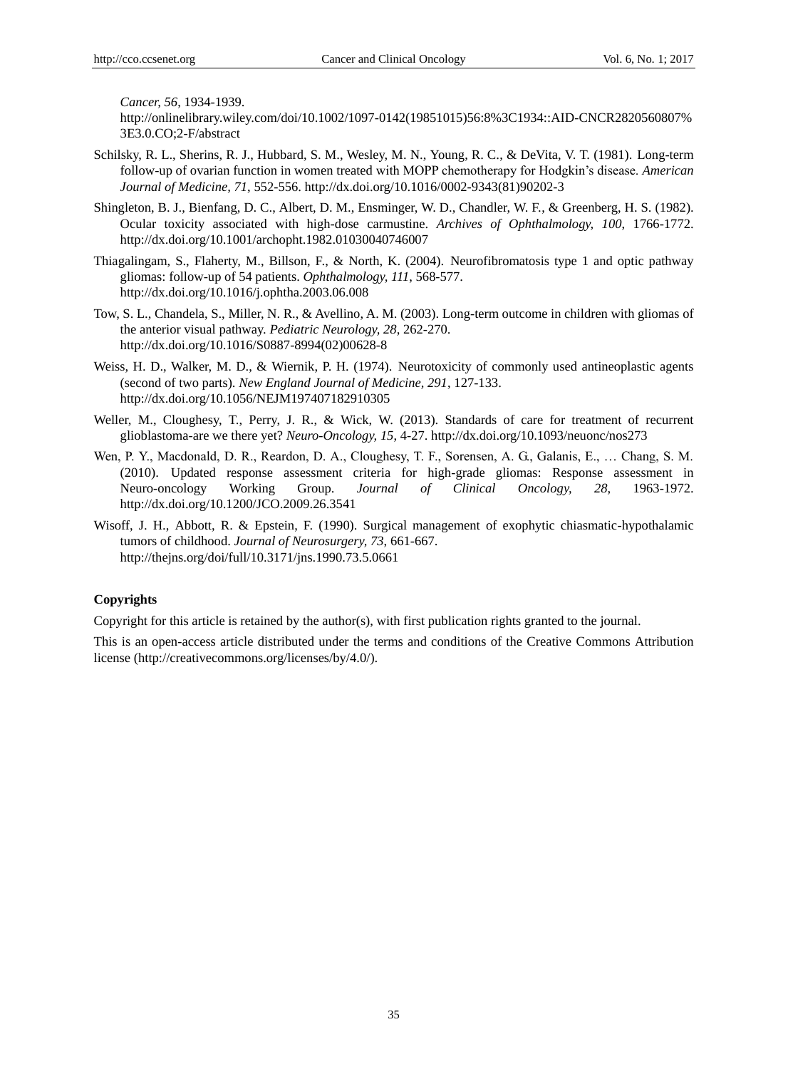*Cancer, 56*, 1934-1939. http://onlinelibrary.wiley.com/doi/10.1002/1097-0142(19851015)56:8%3C1934::AID-CNCR2820560807%3E3.0.CO;2-F/abstract

Schilsky, R. L., Sherins, R. J., Hubbard, S. M., Wesley, M. N., Young, R. C., & DeVita, V. T. (1981). Long-term follow-up of ovarian function in women treated with MOPP chemotherapy for Hodgkin's disease. *American Journal of Medicine, 71*, 552-556. http://dx.doi.org/10.1016/0002-9343(81)90202-3

Shingleton, B. J., Bienfang, D. C., Albert, D. M., Ensminger, W. D., Chandler, W. F., & Greenberg, H. S. (1982). Ocular toxicity associated with high-dose carmustine. *Archives of Ophthalmology, 100*, 1766-1772. http://dx.doi.org/10.1001/archopht.1982.01030040746007

Thiagalingam, S., Flaherty, M., Billson, F., & North, K. (2004). Neurofibromatosis type 1 and optic pathway gliomas: follow-up of 54 patients. *Ophthalmology, 111*, 568-577. http://dx.doi.org/10.1016/j.ophtha.2003.06.008

Tow, S. L., Chandela, S., Miller, N. R., & Avellino, A. M. (2003). Long-term outcome in children with gliomas of the anterior visual pathway. *Pediatric Neurology, 28*, 262-270. http://dx.doi.org/10.1016/S0887-8994(02)00628-8

Weiss, H. D., Walker, M. D., & Wiernik, P. H. (1974). Neurotoxicity of commonly used antineoplastic agents (second of two parts). *New England Journal of Medicine, 291*, 127-133. http://dx.doi.org/10.1056/NEJM197407182910305

Weller, M., Cloughesy, T., Perry, J. R., & Wick, W. (2013). Standards of care for treatment of recurrent glioblastoma-are we there yet? *Neuro-Oncology, 15*, 4-27. http://dx.doi.org/10.1093/neuonc/nos273

Wen, P. Y., Macdonald, D. R., Reardon, D. A., Cloughesy, T. F., Sorensen, A. G., Galanis, E., … Chang, S. M. (2010). Updated response assessment criteria for high-grade gliomas: Response assessment in Neuro-oncology Working Group. *Journal of Clinical Oncology, 28*, 1963-1972. http://dx.doi.org/10.1200/JCO.2009.26.3541

Wisoff, J. H., Abbott, R. & Epstein, F. (1990). Surgical management of exophytic chiasmatic-hypothalamic tumors of childhood. *Journal of Neurosurgery, 73*, 661-667. http://thejns.org/doi/full/10.3171/jns.1990.73.5.0661

**Copyrights**

Copyright for this article is retained by the author(s), with first publication rights granted to the journal.

This is an open-access article distributed under the terms and conditions of the Creative Commons Attribution license (http://creativecommons.org/licenses/by/4.0/).